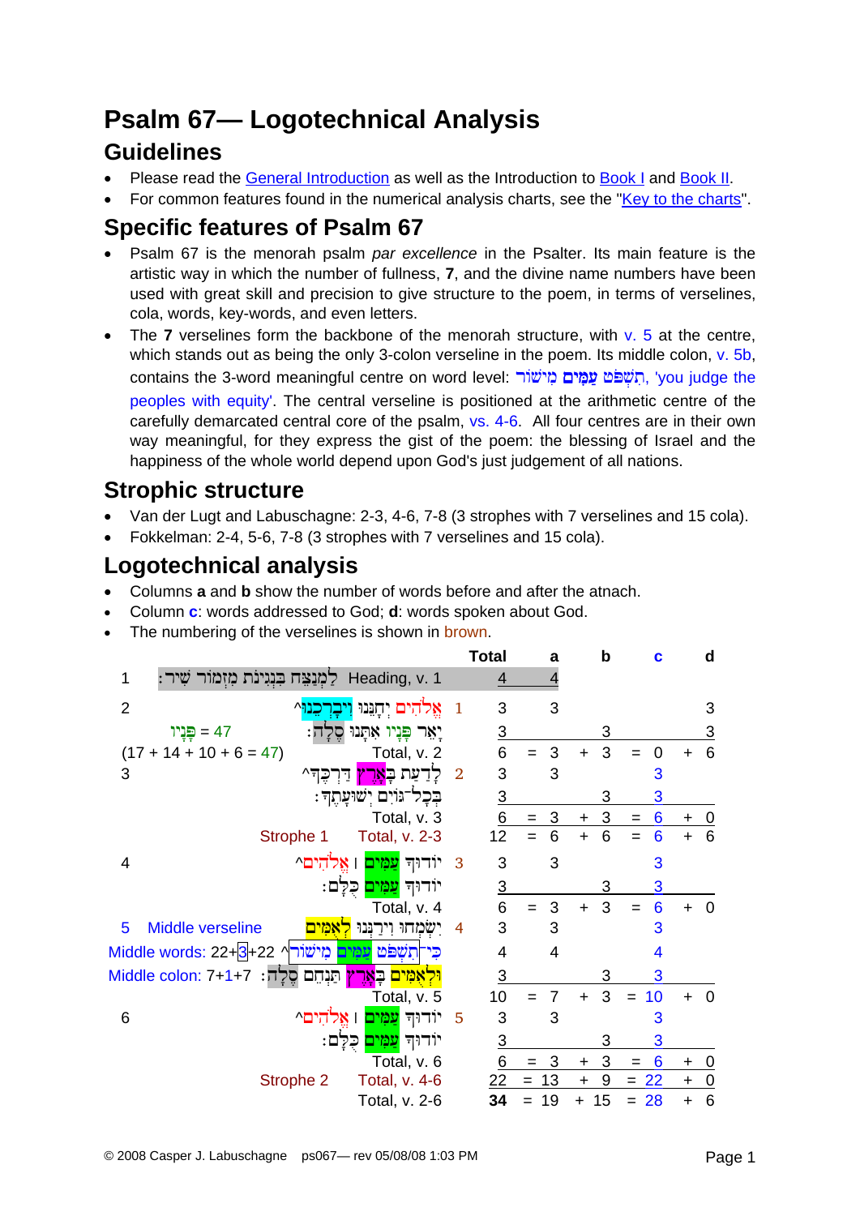# Psalm 67— Logotechnical Analysis

## Guidelines

- Please read the General Introduction as well as the Introduction to Book I and Book II.
- For common features found in the numerical analysis charts, see the "Key to the charts".

## Specific features of Psalm 67

- Psalm 67 is the menorah psalm *par excellence* in the Psalter. Its main feature is the artistic way in which the number of fullness, **7**, and the divine name numbers have been used with great skill and precision to give structure to the poem, in terms of verselines, cola, words, key-words, and even letters.
- The **7** verselines form the backbone of the menorah structure, with v. 5 at the centre, which stands out as being the only 3-colon verseline in the poem. Its middle colon, v. 5b, contains the 3-word meaningful centre on word level: תִשְׁפֹּט עַמִּים מִישׁוֹר, 'you judge the peoples with equity'. The central verseline is positioned at the arithmetic centre of the carefully demarcated central core of the psalm, vs. 4-6. All four centres are in their own way meaningful, for they express the gist of the poem: the blessing of Israel and the happiness of the whole world depend upon God's just judgement of all nations.

## Strophic structure

- Van der Lugt and Labuschagne: 2-3, 4-6, 7-8 (3 strophes with 7 verselines and 15 cola).
- Fokkelman: 2-4, 5-6, 7-8 (3 strophes with 7 verselines and 15 cola).

## Logotechnical analysis

- Columns **a** and **b** show the number of words before and after the atnach.
- Column **c**: words addressed to God; **d**: words spoken about God.
- The numbering of the verselines is shown in brown.

| | Text | | Total | | a | | b | | c | | d |
|---|---|---|---|---|---|---|---|---|---|---|---|
| 1 | לַמְנַצֵּחַ בִּנְגִינֹת מִזְמוֹר שִׁיר: Heading, v. 1 | | 4 | | 4 | | | | | | |
| 2 | אֱלֹהִים יְחָנֵּנוּ וִיבָרְכֵנוּ^ | 1 | 3 | | 3 | | | | | | 3 |
| פָּנָיו = 47 | יָאֵר פָּנָיו אִתָּנוּ סֶלָה: | | 3 | | | | 3 | | | | 3 |
| (17 + 14 + 10 + 6 = 47) | Total, v. 2 | | 6 | = | 3 | + | 3 | = | 0 | + | 6 |
| 3 | לָדַעַת בָּאָרֶץ דַּרְכֶּךָ^ | 2 | 3 | | 3 | | | | 3 | | |
| | בְּכָל־גּוֹיִם יְשׁוּעָתֶךָ: | | 3 | | | | 3 | | 3 | | |
| | Total, v. 3 | | 6 | = | 3 | + | 3 | = | 6 | + | 0 |
| Strophe 1 | Total, v. 2-3 | | 12 | = | 6 | + | 6 | = | 6 | + | 6 |
| 4 | יוֹדוּךָ עַמִּים ׀ אֱלֹהִים^ | 3 | 3 | | 3 | | | | 3 | | |
| | יוֹדוּךָ עַמִּים כֻּלָּם: | | 3 | | | | 3 | | 3 | | |
| | Total, v. 4 | | 6 | = | 3 | + | 3 | = | 6 | + | 0 |
| 5 Middle verseline | יִשְׂמְחוּ וִירַנְּנוּ לְאֻמִּים | 4 | 3 | | 3 | | | | 3 | | |
| Middle words: 22+3+22 | כִּי־תִשְׁפֹּט עַמִּים מִישׁוֹר^ | | 4 | | 4 | | | | 4 | | |
| Middle colon: 7+1+7 | וּלְאֻמִּים בָּאָרֶץ תַּנְחֵם סֶלָה: | | 3 | | | | 3 | | 3 | | |
| | Total, v. 5 | | 10 | = | 7 | + | 3 | = | 10 | + | 0 |
| 6 | יוֹדוּךָ עַמִּים ׀ אֱלֹהִים^ | 5 | 3 | | 3 | | | | 3 | | |
| | יוֹדוּךָ עַמִּים כֻּלָּם: | | 3 | | | | 3 | | 3 | | |
| | Total, v. 6 | | 6 | = | 3 | + | 3 | = | 6 | + | 0 |
| Strophe 2 | Total, v. 4-6 | | 22 | = | 13 | + | 9 | = | 22 | + | 0 |
| | Total, v. 2-6 | | **34** | = | 19 | + | 15 | = | 28 | + | 6 |

© 2008 Casper J. Labuschagne ps067— rev 05/08/08 1:03 PM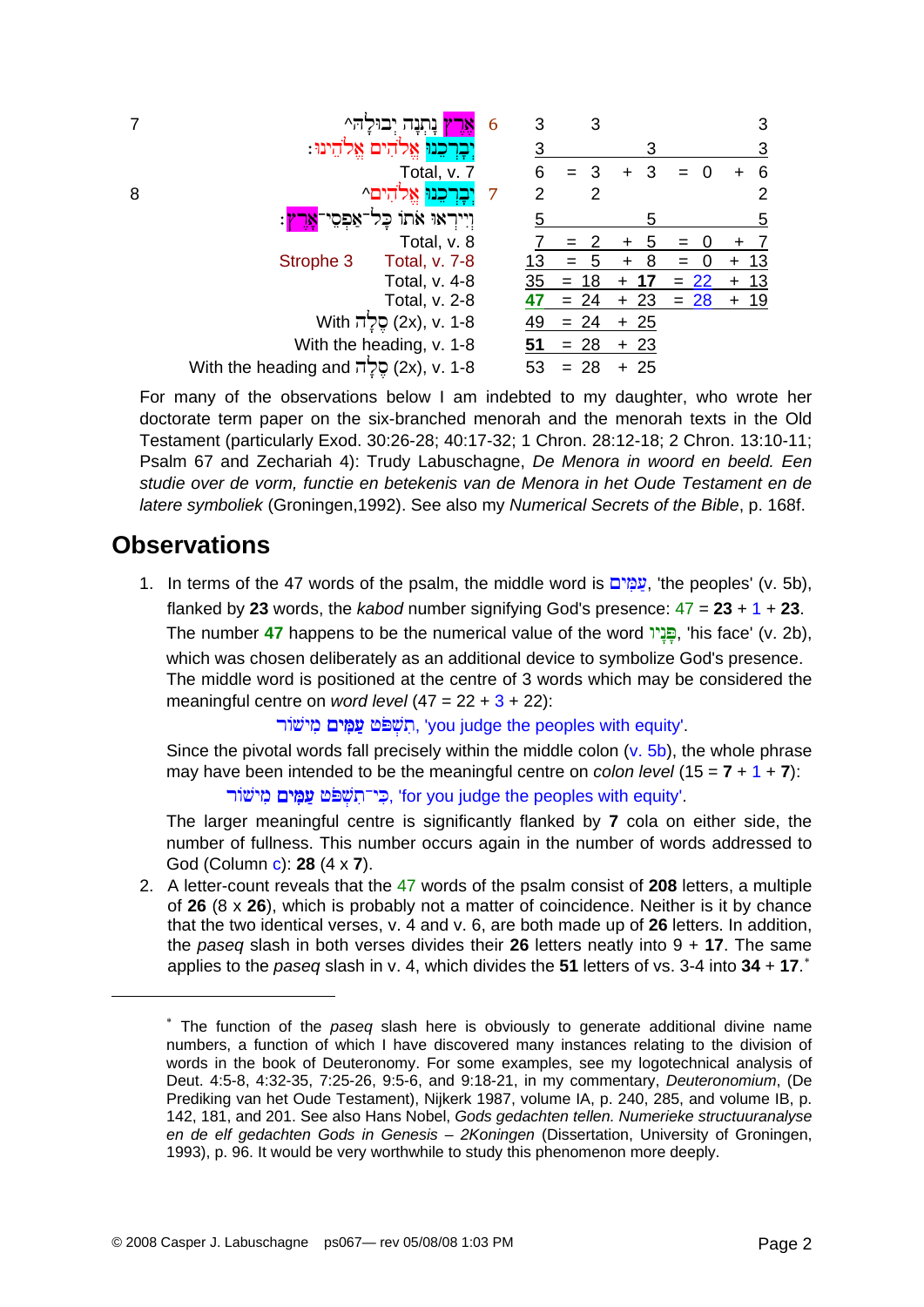| | | | | | | | | | |
|---|---|---|---|---|---|---|---|---|---|
| 7 | ^אֶרֶץ נָתְנָה יְבוּלָהּ | 6 | 3 | | 3 | | | | 3 |
| | יְבָרְכֵנוּ אֱלֹהִים אֱלֹהֵינוּ׃ | | 3 | | | | 3 | | 3 |
| | Total, v. 7 | | 6 | = | 3 | + | 3 | = 0 | + 6 |
| 8 | ^יְבָרְכֵנוּ אֱלֹהִים | 7 | 2 | | 2 | | | | 2 |
| | וְיִירְאוּ אֹתוֹ כָּל־אַפְסֵי־אָרֶץ׃ | | 5 | | | | 5 | | 5 |
| | Total, v. 8 | | 7 | = | 2 | + | 5 | = 0 | + 7 |
| | Strophe 3 Total, v. 7-8 | | 13 | = | 5 | + | 8 | = 0 | + 13 |
| | Total, v. 4-8 | | 35 | = | 18 | + | **17** | = 22 | + 13 |
| | Total, v. 2-8 | | **47** | = | 24 | + | 23 | = 28 | + 19 |
| | With סֶלָה (2x), v. 1-8 | | 49 | = | 24 | + | 25 | | |
| | With the heading, v. 1-8 | | **51** | = | 28 | + | 23 | | |
| | With the heading and סֶלָה (2x), v. 1-8 | | 53 | = | 28 | + | 25 | | |

For many of the observations below I am indebted to my daughter, who wrote her doctorate term paper on the six-branched menorah and the menorah texts in the Old Testament (particularly Exod. 30:26-28; 40:17-32; 1 Chron. 28:12-18; 2 Chron. 13:10-11; Psalm 67 and Zechariah 4): Trudy Labuschagne, *De Menora in woord en beeld. Een studie over de vorm, functie en betekenis van de Menora in het Oude Testament en de latere symboliek* (Groningen,1992). See also my *Numerical Secrets of the Bible*, p. 168f.

## Observations

1. In terms of the 47 words of the psalm, the middle word is עַמִּים, 'the peoples' (v. 5b), flanked by **23** words, the *kabod* number signifying God's presence: 47 = **23** + 1 + **23**. The number **47** happens to be the numerical value of the word פָּנָיו, 'his face' (v. 2b), which was chosen deliberately as an additional device to symbolize God's presence. The middle word is positioned at the centre of 3 words which may be considered the meaningful centre on *word level* (47 = 22 + 3 + 22):

   תִשְׁפֹּט עַמִּים מִישׁוֹר, 'you judge the peoples with equity'.

   Since the pivotal words fall precisely within the middle colon (v. 5b), the whole phrase may have been intended to be the meaningful centre on *colon level* (15 = **7** + 1 + **7**):

   כִּי־תִשְׁפֹּט עַמִּים מִישׁוֹר, 'for you judge the peoples with equity'.

   The larger meaningful centre is significantly flanked by **7** cola on either side, the number of fullness. This number occurs again in the number of words addressed to God (Column c): **28** (4 x **7**).

2. A letter-count reveals that the 47 words of the psalm consist of **208** letters, a multiple of **26** (8 x **26**), which is probably not a matter of coincidence. Neither is it by chance that the two identical verses, v. 4 and v. 6, are both made up of **26** letters. In addition, the *paseq* slash in both verses divides their **26** letters neatly into 9 + **17**. The same applies to the *paseq* slash in v. 4, which divides the **51** letters of vs. 3-4 into **34** + **17**.*

---

* The function of the *paseq* slash here is obviously to generate additional divine name numbers, a function of which I have discovered many instances relating to the division of words in the book of Deuteronomy. For some examples, see my logotechnical analysis of Deut. 4:5-8, 4:32-35, 7:25-26, 9:5-6, and 9:18-21, in my commentary, *Deuteronomium*, (De Prediking van het Oude Testament), Nijkerk 1987, volume IA, p. 240, 285, and volume IB, p. 142, 181, and 201. See also Hans Nobel, *Gods gedachten tellen. Numerieke structuuranalyse en de elf gedachten Gods in Genesis – 2Koningen* (Dissertation, University of Groningen, 1993), p. 96. It would be very worthwhile to study this phenomenon more deeply.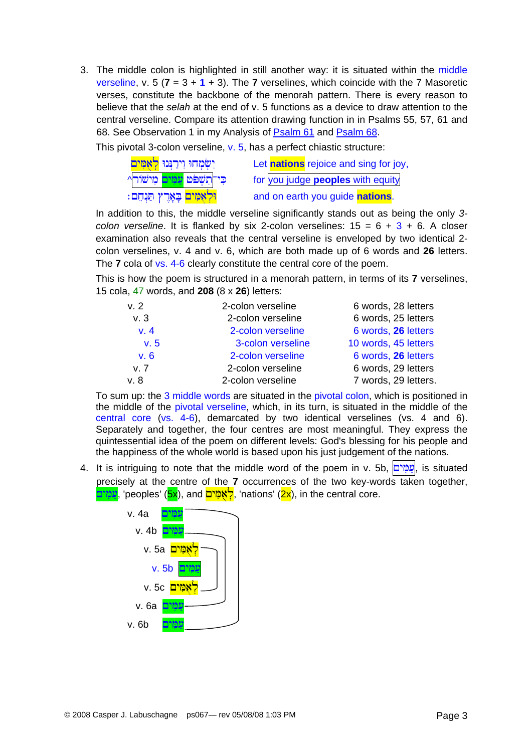3. The middle colon is highlighted in still another way: it is situated within the middle verseline, v. 5 (**7** = 3 + **1** + 3). The **7** verselines, which coincide with the 7 Masoretic verses, constitute the backbone of the menorah pattern. There is every reason to believe that the *selah* at the end of v. 5 functions as a device to draw attention to the central verseline. Compare its attention drawing function in in Psalms 55, 57, 61 and 68. See Observation 1 in my Analysis of Psalm 61 and Psalm 68.

   This pivotal 3-colon verseline, v. 5, has a perfect chiastic structure:

   | | |
   |---|---|
   | יִשְׂמְחוּ וִירַנְּנוּ לְאֻמִּים | Let **nations** rejoice and sing for joy, |
   | כִּי־תִשְׁפֹּט עַמִּים מִישׁוֹר^ | for you judge **peoples** with equity |
   | וּלְאֻמִּים בָּאָרֶץ תַּנְחֵם׃ | and on earth you guide **nations**. |

   In addition to this, the middle verseline significantly stands out as being the only *3-colon verseline*. It is flanked by six 2-colon verselines: 15 = 6 + 3 + 6. A closer examination also reveals that the central verseline is enveloped by two identical 2-colon verselines, v. 4 and v. 6, which are both made up of 6 words and **26** letters. The **7** cola of vs. 4-6 clearly constitute the central core of the poem.

   This is how the poem is structured in a menorah pattern, in terms of its **7** verselines, 15 cola, 47 words, and **208** (8 x **26**) letters:

   | | | |
   |---|---|---|
   | v. 2 | 2-colon verseline | 6 words, 28 letters |
   | v. 3 | 2-colon verseline | 6 words, 25 letters |
   | v. 4 | 2-colon verseline | 6 words, **26** letters |
   | v. 5 | 3-colon verseline | 10 words, 45 letters |
   | v. 6 | 2-colon verseline | 6 words, **26** letters |
   | v. 7 | 2-colon verseline | 6 words, 29 letters |
   | v. 8 | 2-colon verseline | 7 words, 29 letters. |

   To sum up: the 3 middle words are situated in the pivotal colon, which is positioned in the middle of the pivotal verseline, which, in its turn, is situated in the middle of the central core (vs. 4-6), demarcated by two identical verselines (vs. 4 and 6). Separately and together, the four centres are most meaningful. They express the quintessential idea of the poem on different levels: God's blessing for his people and the happiness of the whole world is based upon his just judgement of the nations.

4. It is intriguing to note that the middle word of the poem in v. 5b, עַמִּים, is situated precisely at the centre of the **7** occurrences of the two key-words taken together, עַמִּים, 'peoples' (5x), and לְאֻמִּים, 'nations' (2x), in the central core.

   v. 4a עַמִּים
   v. 4b עַמִּים
   v. 5a לְאֻמִּים
   v. 5b עַמִּים
   v. 5c לְאֻמִּים
   v. 6a עַמִּים
   v. 6b עַמִּים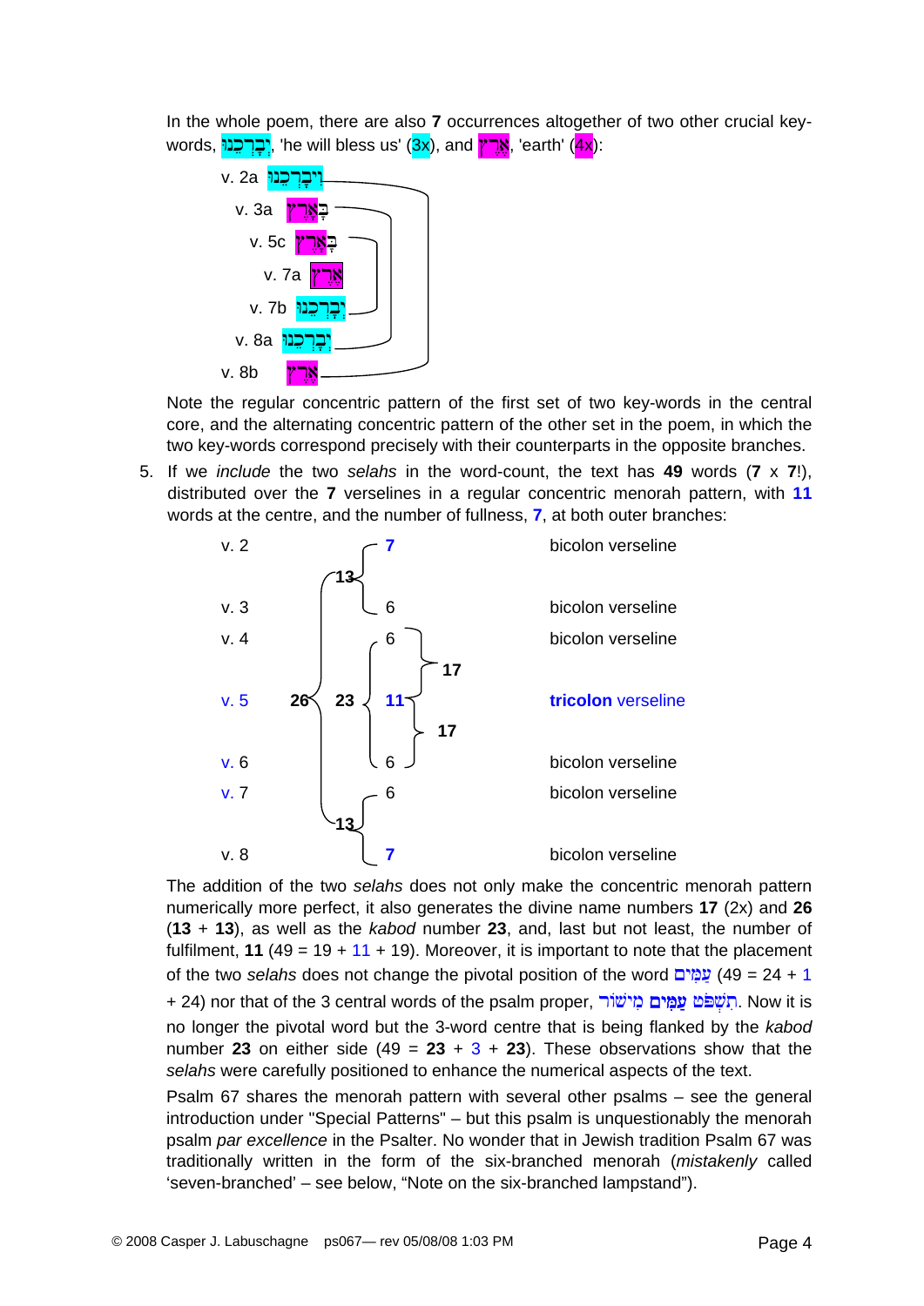In the whole poem, there are also **7** occurrences altogether of two other crucial key-words, יְבָרְכֵנוּ, 'he will bless us' (3x), and אֶרֶץ, 'earth' (4x):

v. 2a וִיבָרְכֵנוּ
v. 3a בָּאָרֶץ
v. 5c בָּאָרֶץ
v. 7a אֶרֶץ
v. 7b יְבָרְכֵנוּ
v. 8a יְבָרְכֵנוּ
v. 8b אָרֶץ

Note the regular concentric pattern of the first set of two key-words in the central core, and the alternating concentric pattern of the other set in the poem, in which the two key-words correspond precisely with their counterparts in the opposite branches.

5. If we *include* the two *selahs* in the word-count, the text has **49** words (**7** x **7**!), distributed over the **7** verselines in a regular concentric menorah pattern, with **11** words at the centre, and the number of fullness, **7**, at both outer branches:

| | | | | | |
|---|---|---|---|---|---|
| v. 2 | | 13 | **7** | | bicolon verseline |
| v. 3 | | | 6 | | bicolon verseline |
| v. 4 | | | 6 | 17 | bicolon verseline |
| v. 5 | **26** | **23** | **11** | | **tricolon** verseline |
| v. 6 | | | 6 | 17 | bicolon verseline |
| v. 7 | | | 6 | | bicolon verseline |
| v. 8 | | 13 | **7** | | bicolon verseline |

The addition of the two *selahs* does not only make the concentric menorah pattern numerically more perfect, it also generates the divine name numbers **17** (2x) and **26** (**13** + **13**), as well as the *kabod* number **23**, and, last but not least, the number of fulfilment, **11** (49 = 19 + 11 + 19). Moreover, it is important to note that the placement of the two *selahs* does not change the pivotal position of the word עַמִּים (49 = 24 + 1 + 24) nor that of the 3 central words of the psalm proper, תִשְׁפֹּט עַמִּים מִישׁוֹר. Now it is no longer the pivotal word but the 3-word centre that is being flanked by the *kabod* number **23** on either side (49 = **23** + 3 + **23**). These observations show that the *selahs* were carefully positioned to enhance the numerical aspects of the text.

Psalm 67 shares the menorah pattern with several other psalms – see the general introduction under "Special Patterns" – but this psalm is unquestionably the menorah psalm *par excellence* in the Psalter. No wonder that in Jewish tradition Psalm 67 was traditionally written in the form of the six-branched menorah (*mistakenly* called 'seven-branched' – see below, "Note on the six-branched lampstand").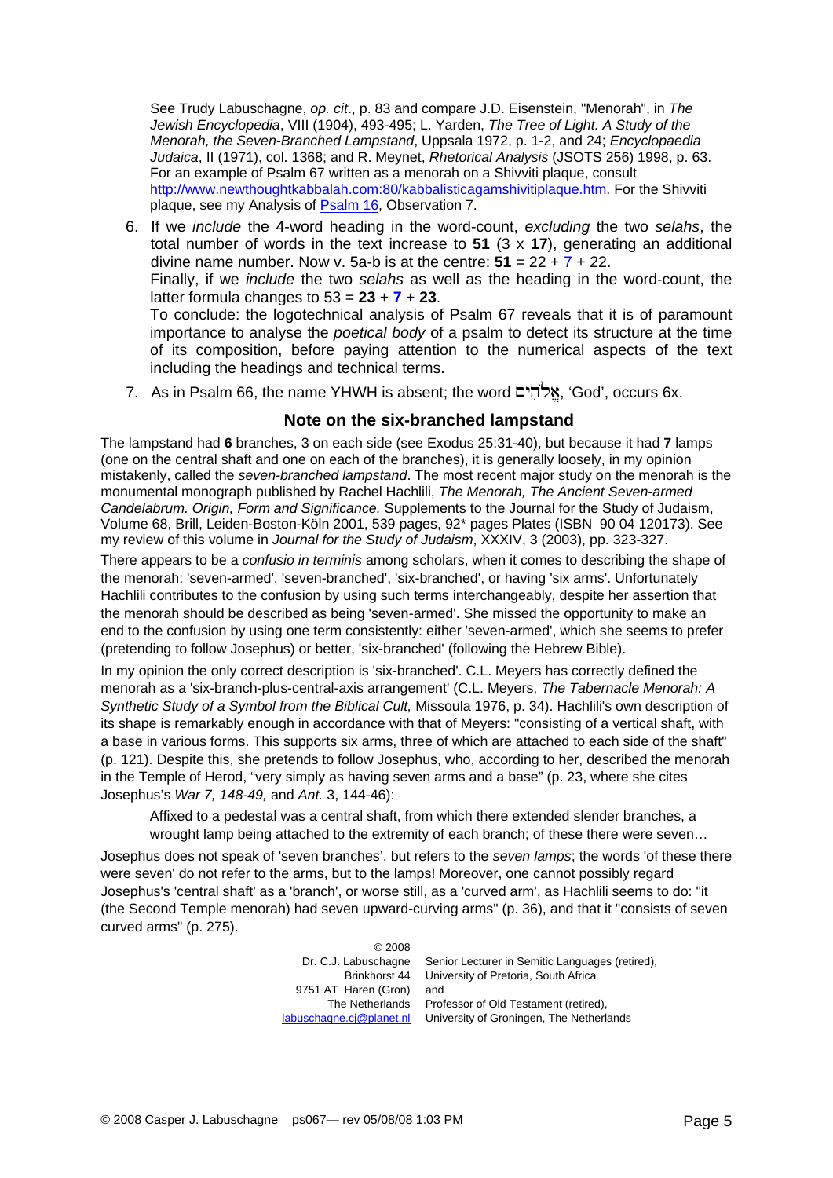See Trudy Labuschagne, *op. cit*., p. 83 and compare J.D. Eisenstein, "Menorah", in *The Jewish Encyclopedia*, VIII (1904), 493-495; L. Yarden, *The Tree of Light. A Study of the Menorah, the Seven-Branched Lampstand*, Uppsala 1972, p. 1-2, and 24; *Encyclopaedia Judaica*, II (1971), col. 1368; and R. Meynet, *Rhetorical Analysis* (JSOTS 256) 1998, p. 63. For an example of Psalm 67 written as a menorah on a Shivviti plaque, consult http://www.newthoughtkabbalah.com:80/kabbalisticagamshivitiplaque.htm. For the Shivviti plaque, see my Analysis of Psalm 16, Observation 7.

6. If we *include* the 4-word heading in the word-count, *excluding* the two *selahs*, the total number of words in the text increase to **51** (3 x **17**), generating an additional divine name number. Now v. 5a-b is at the centre: **51** = 22 + 7 + 22.
   Finally, if we *include* the two *selahs* as well as the heading in the word-count, the latter formula changes to 53 = **23** + **7** + **23**.
   To conclude: the logotechnical analysis of Psalm 67 reveals that it is of paramount importance to analyse the *poetical body* of a psalm to detect its structure at the time of its composition, before paying attention to the numerical aspects of the text including the headings and technical terms.
7. As in Psalm 66, the name YHWH is absent; the word אֱלֹהִים, 'God', occurs 6x.

## Note on the six-branched lampstand

The lampstand had **6** branches, 3 on each side (see Exodus 25:31-40), but because it had **7** lamps (one on the central shaft and one on each of the branches), it is generally loosely, in my opinion mistakenly, called the *seven-branched lampstand*. The most recent major study on the menorah is the monumental monograph published by Rachel Hachlili, *The Menorah, The Ancient Seven-armed Candelabrum. Origin, Form and Significance.* Supplements to the Journal for the Study of Judaism, Volume 68, Brill, Leiden-Boston-Köln 2001, 539 pages, 92* pages Plates (ISBN 90 04 120173). See my review of this volume in *Journal for the Study of Judaism*, XXXIV, 3 (2003), pp. 323-327.

There appears to be a *confusio in terminis* among scholars, when it comes to describing the shape of the menorah: 'seven-armed', 'seven-branched', 'six-branched', or having 'six arms'. Unfortunately Hachlili contributes to the confusion by using such terms interchangeably, despite her assertion that the menorah should be described as being 'seven-armed'. She missed the opportunity to make an end to the confusion by using one term consistently: either 'seven-armed', which she seems to prefer (pretending to follow Josephus) or better, 'six-branched' (following the Hebrew Bible).

In my opinion the only correct description is 'six-branched'. C.L. Meyers has correctly defined the menorah as a 'six-branch-plus-central-axis arrangement' (C.L. Meyers, *The Tabernacle Menorah: A Synthetic Study of a Symbol from the Biblical Cult,* Missoula 1976, p. 34). Hachlili's own description of its shape is remarkably enough in accordance with that of Meyers: "consisting of a vertical shaft, with a base in various forms. This supports six arms, three of which are attached to each side of the shaft" (p. 121). Despite this, she pretends to follow Josephus, who, according to her, described the menorah in the Temple of Herod, "very simply as having seven arms and a base" (p. 23, where she cites Josephus's *War 7, 148-49,* and *Ant.* 3, 144-46):

> Affixed to a pedestal was a central shaft, from which there extended slender branches, a wrought lamp being attached to the extremity of each branch; of these there were seven…

Josephus does not speak of 'seven branches', but refers to the *seven lamps*; the words 'of these there were seven' do not refer to the arms, but to the lamps! Moreover, one cannot possibly regard Josephus's 'central shaft' as a 'branch', or worse still, as a 'curved arm', as Hachlili seems to do: "it (the Second Temple menorah) had seven upward-curving arms" (p. 36), and that it "consists of seven curved arms" (p. 275).

© 2008
Dr. C.J. Labuschagne
Brinkhorst 44
9751 AT Haren (Gron)
The Netherlands
labuschagne.cj@planet.nl

Senior Lecturer in Semitic Languages (retired),
University of Pretoria, South Africa
and
Professor of Old Testament (retired),
University of Groningen, The Netherlands